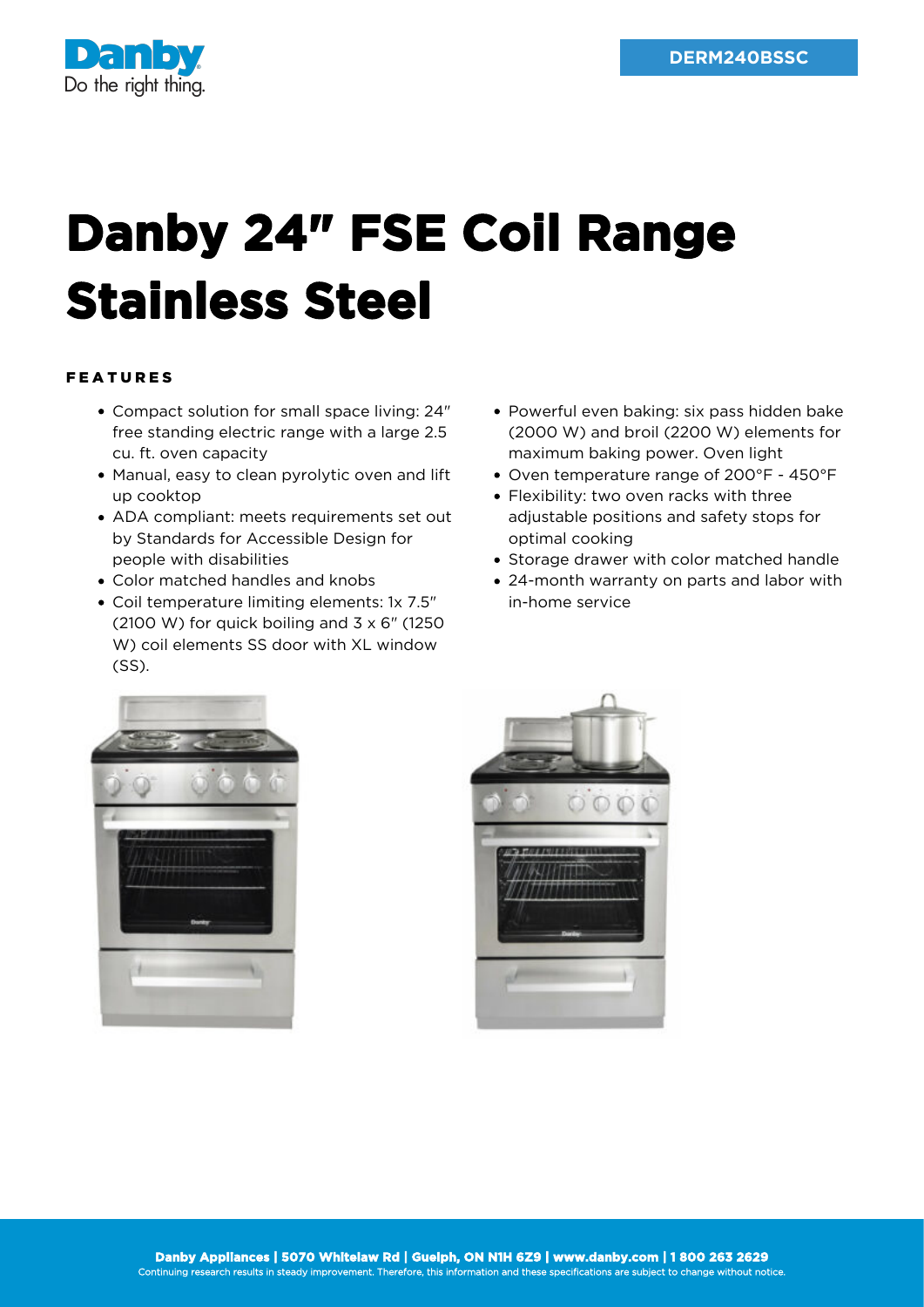DERM240BSSC

# Danby 24" FSE Coil Range Stainless Steel

## FEATURES

- Compact solution for small space living: 24" free standing electric range with a large 2.5 cu. ft. oven capacity
- Manual, easy to clean pyrolytic oven and lift up cooktop
- ADA compliant: meets requirements set out by Standards for Accessible Design for people with disabilities
- Color matched handles and knobs
- Coil temperature limiting elements: 1x 7.5" (2100 W) for quick boiling and 3 x 6" (1250 W) coil elements SS door with XL window (SS).
- Powerful even baking: six pass hidden bake (2000 W) and broil (2200 W) elements for maximum baking power. Oven light
- Oven temperature range of 200°F - 450°F
- Flexibility: two oven racks with three adjustable positions and safety stops for optimal cooking
- Storage drawer with color matched handle
- 24-month warranty on parts and labor with in-home service

**Danby Appliances | 5070 Whitelaw Rd | Guelph, ON N1H 6Z9 | www.danby.com | 1 800 263 2629**
Continuing research results in steady improvement. Therefore, this information and these specifications are subject to change without notice.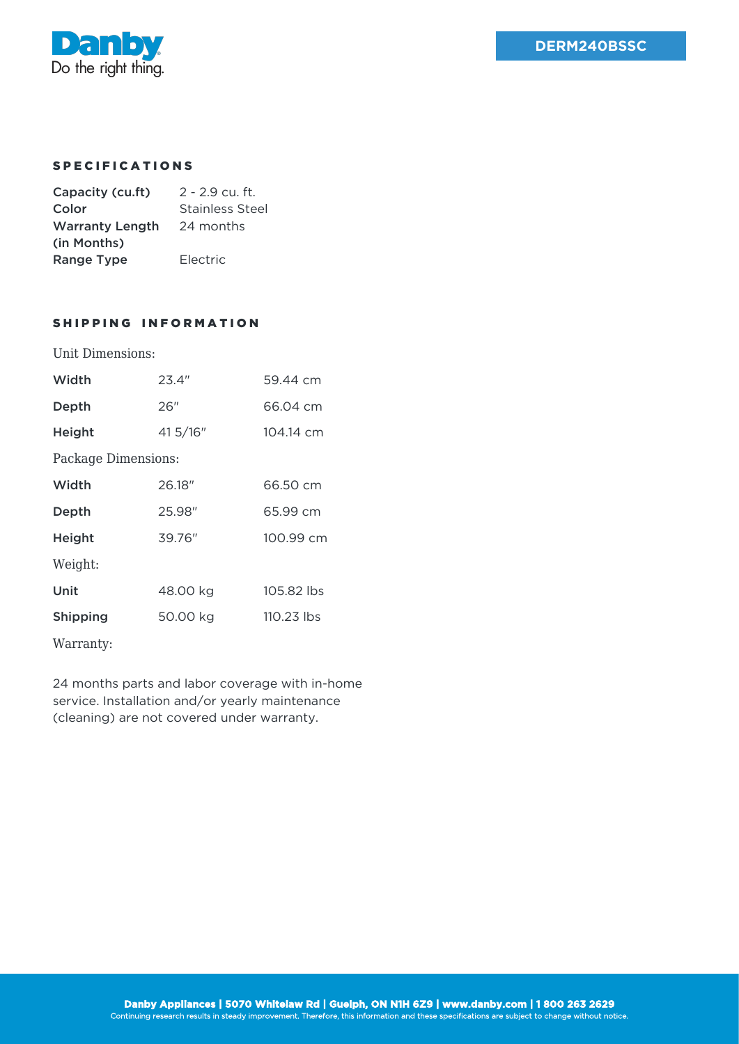DERM240BSSC

Danby
Do the right thing.

## SPECIFICATIONS

| | |
|---|---|
| **Capacity (cu.ft)** | 2 - 2.9 cu. ft. |
| **Color** | Stainless Steel |
| **Warranty Length (in Months)** | 24 months |
| **Range Type** | Electric |

## SHIPPING INFORMATION

Unit Dimensions:

| | | |
|---|---|---|
| **Width** | 23.4″ | 59.44 cm |
| **Depth** | 26″ | 66.04 cm |
| **Height** | 41 5/16″ | 104.14 cm |

Package Dimensions:

| | | |
|---|---|---|
| **Width** | 26.18″ | 66.50 cm |
| **Depth** | 25.98″ | 65.99 cm |
| **Height** | 39.76″ | 100.99 cm |

Weight:

| | | |
|---|---|---|
| **Unit** | 48.00 kg | 105.82 lbs |
| **Shipping** | 50.00 kg | 110.23 lbs |

Warranty:

24 months parts and labor coverage with in-home service. Installation and/or yearly maintenance (cleaning) are not covered under warranty.

**Danby Appliances | 5070 Whitelaw Rd | Guelph, ON N1H 6Z9 | www.danby.com | 1 800 263 2629**
Continuing research results in steady improvement. Therefore, this information and these specifications are subject to change without notice.